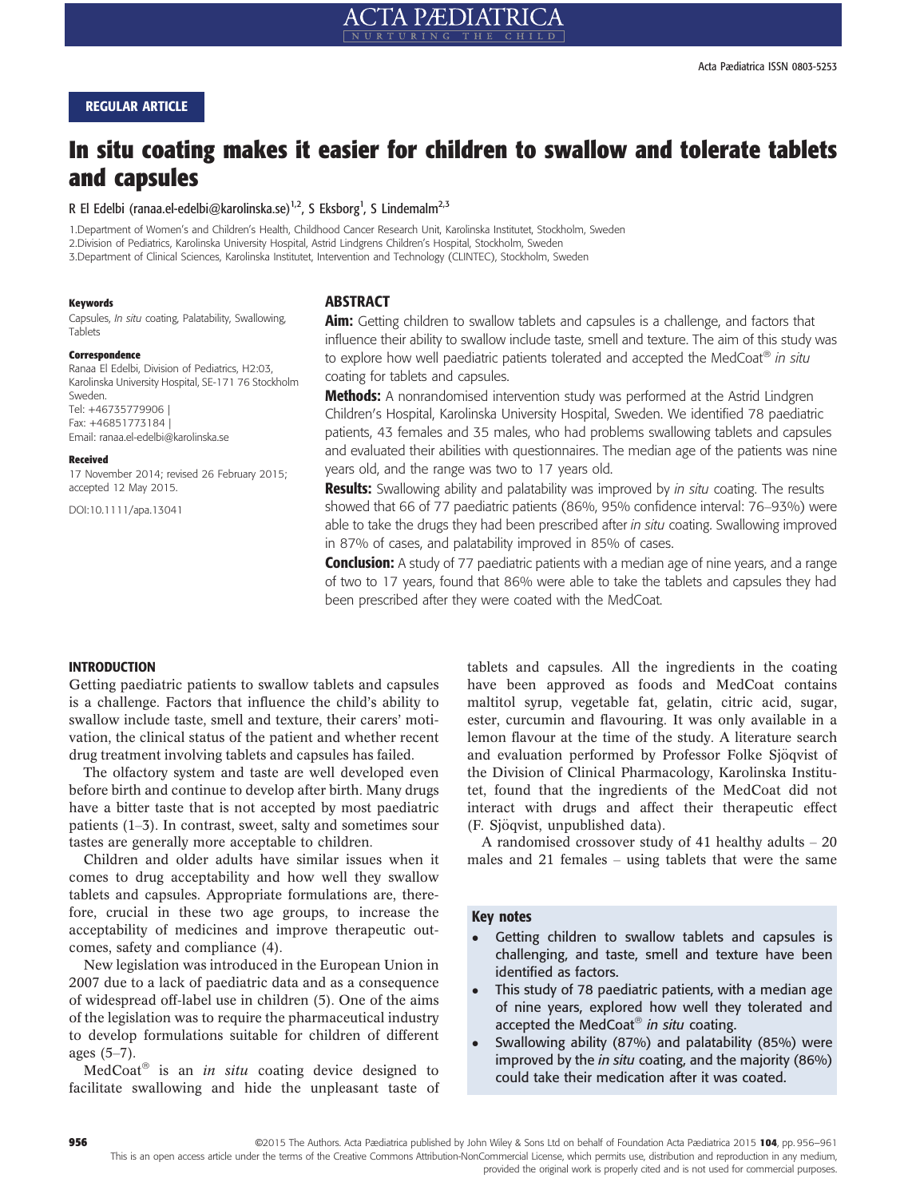REGULAR ARTICLE

# In situ coating makes it easier for children to swallow and tolerate tablets and capsules

R El Edelbi (ranaa.el-edelbi@karolinska.se)[1,2], S Eksborg[1], S Lindemalm[2,3]

1.Department of Women's and Children's Health, Childhood Cancer Research Unit, Karolinska Institutet, Stockholm, Sweden
2.Division of Pediatrics, Karolinska University Hospital, Astrid Lindgrens Children's Hospital, Stockholm, Sweden
3.Department of Clinical Sciences, Karolinska Institutet, Intervention and Technology (CLINTEC), Stockholm, Sweden

**Keywords**
Capsules, *In situ* coating, Palatability, Swallowing, Tablets

**Correspondence**
Ranaa El Edelbi, Division of Pediatrics, H2:03, Karolinska University Hospital, SE-171 76 Stockholm Sweden.
Tel: +46735779906 |
Fax: +46851773184 |
Email: ranaa.el-edelbi@karolinska.se

**Received**
17 November 2014; revised 26 February 2015; accepted 12 May 2015.

DOI:10.1111/apa.13041

## ABSTRACT

**Aim:** Getting children to swallow tablets and capsules is a challenge, and factors that influence their ability to swallow include taste, smell and texture. The aim of this study was to explore how well paediatric patients tolerated and accepted the MedCoat® *in situ* coating for tablets and capsules.

**Methods:** A nonrandomised intervention study was performed at the Astrid Lindgren Children's Hospital, Karolinska University Hospital, Sweden. We identified 78 paediatric patients, 43 females and 35 males, who had problems swallowing tablets and capsules and evaluated their abilities with questionnaires. The median age of the patients was nine years old, and the range was two to 17 years old.

**Results:** Swallowing ability and palatability was improved by *in situ* coating. The results showed that 66 of 77 paediatric patients (86%, 95% confidence interval: 76–93%) were able to take the drugs they had been prescribed after *in situ* coating. Swallowing improved in 87% of cases, and palatability improved in 85% of cases.

**Conclusion:** A study of 77 paediatric patients with a median age of nine years, and a range of two to 17 years, found that 86% were able to take the tablets and capsules they had been prescribed after they were coated with the MedCoat.

## INTRODUCTION

Getting paediatric patients to swallow tablets and capsules is a challenge. Factors that influence the child's ability to swallow include taste, smell and texture, their carers' motivation, the clinical status of the patient and whether recent drug treatment involving tablets and capsules has failed.

The olfactory system and taste are well developed even before birth and continue to develop after birth. Many drugs have a bitter taste that is not accepted by most paediatric patients (1–3). In contrast, sweet, salty and sometimes sour tastes are generally more acceptable to children.

Children and older adults have similar issues when it comes to drug acceptability and how well they swallow tablets and capsules. Appropriate formulations are, therefore, crucial in these two age groups, to increase the acceptability of medicines and improve therapeutic outcomes, safety and compliance (4).

New legislation was introduced in the European Union in 2007 due to a lack of paediatric data and as a consequence of widespread off-label use in children (5). One of the aims of the legislation was to require the pharmaceutical industry to develop formulations suitable for children of different ages (5–7).

MedCoat® is an *in situ* coating device designed to facilitate swallowing and hide the unpleasant taste of tablets and capsules. All the ingredients in the coating have been approved as foods and MedCoat contains maltitol syrup, vegetable fat, gelatin, citric acid, sugar, ester, curcumin and flavouring. It was only available in a lemon flavour at the time of the study. A literature search and evaluation performed by Professor Folke Sjöqvist of the Division of Clinical Pharmacology, Karolinska Institutet, found that the ingredients of the MedCoat did not interact with drugs and affect their therapeutic effect (F. Sjöqvist, unpublished data).

A randomised crossover study of 41 healthy adults – 20 males and 21 females – using tablets that were the same

**Key notes**

- Getting children to swallow tablets and capsules is challenging, and taste, smell and texture have been identified as factors.
- This study of 78 paediatric patients, with a median age of nine years, explored how well they tolerated and accepted the MedCoat® *in situ* coating.
- Swallowing ability (87%) and palatability (85%) were improved by the *in situ* coating, and the majority (86%) could take their medication after it was coated.

©2015 The Authors. Acta Pædiatrica published by John Wiley & Sons Ltd on behalf of Foundation Acta Pædiatrica 2015 104, pp. 956–961
This is an open access article under the terms of the Creative Commons Attribution-NonCommercial License, which permits use, distribution and reproduction in any medium, provided the original work is properly cited and is not used for commercial purposes.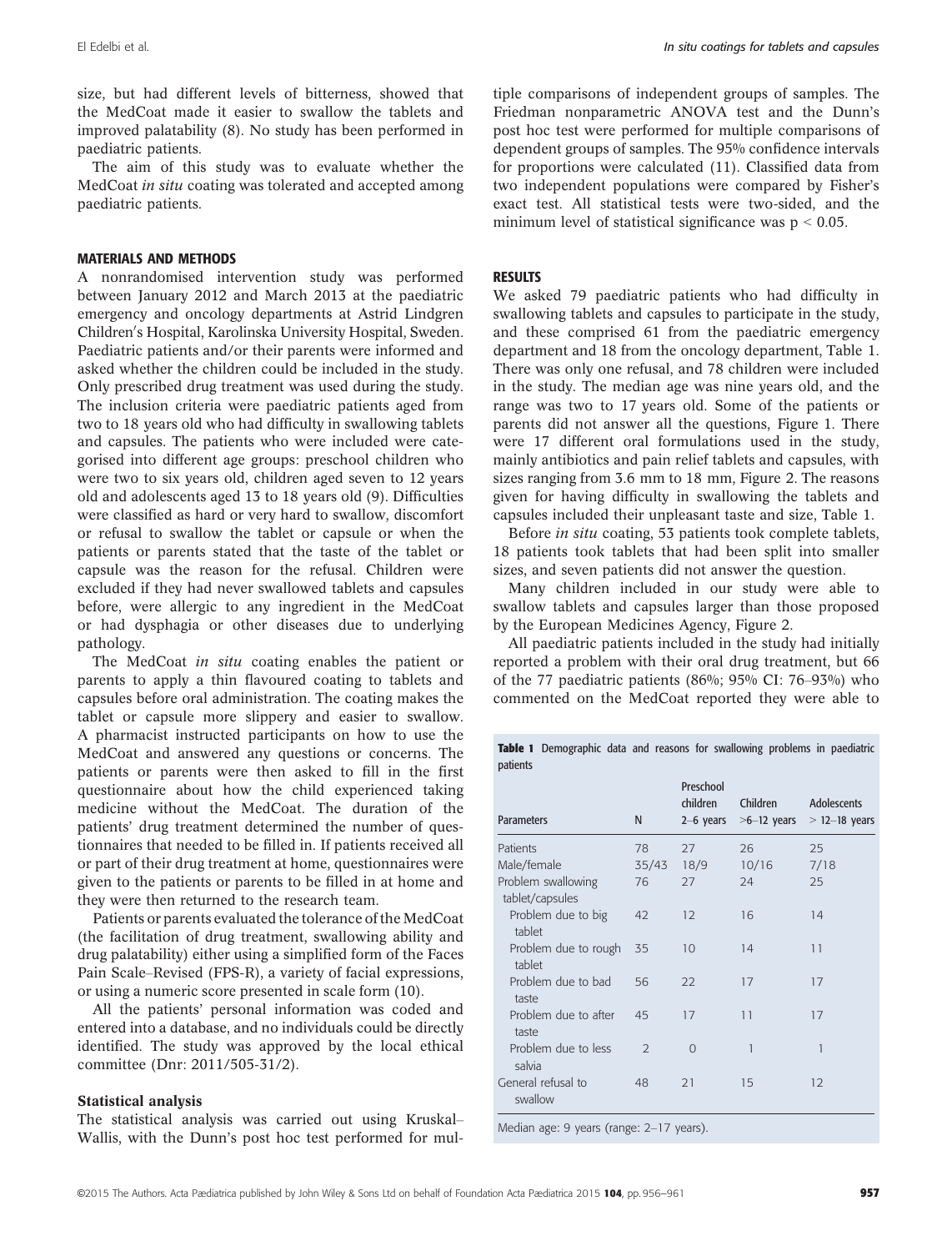size, but had different levels of bitterness, showed that the MedCoat made it easier to swallow the tablets and improved palatability (8). No study has been performed in paediatric patients.

The aim of this study was to evaluate whether the MedCoat *in situ* coating was tolerated and accepted among paediatric patients.

## MATERIALS AND METHODS

A nonrandomised intervention study was performed between January 2012 and March 2013 at the paediatric emergency and oncology departments at Astrid Lindgren Children's Hospital, Karolinska University Hospital, Sweden. Paediatric patients and/or their parents were informed and asked whether the children could be included in the study. Only prescribed drug treatment was used during the study. The inclusion criteria were paediatric patients aged from two to 18 years old who had difficulty in swallowing tablets and capsules. The patients who were included were categorised into different age groups: preschool children who were two to six years old, children aged seven to 12 years old and adolescents aged 13 to 18 years old (9). Difficulties were classified as hard or very hard to swallow, discomfort or refusal to swallow the tablet or capsule or when the patients or parents stated that the taste of the tablet or capsule was the reason for the refusal. Children were excluded if they had never swallowed tablets and capsules before, were allergic to any ingredient in the MedCoat or had dysphagia or other diseases due to underlying pathology.

The MedCoat *in situ* coating enables the patient or parents to apply a thin flavoured coating to tablets and capsules before oral administration. The coating makes the tablet or capsule more slippery and easier to swallow. A pharmacist instructed participants on how to use the MedCoat and answered any questions or concerns. The patients or parents were then asked to fill in the first questionnaire about how the child experienced taking medicine without the MedCoat. The duration of the patients' drug treatment determined the number of questionnaires that needed to be filled in. If patients received all or part of their drug treatment at home, questionnaires were given to the patients or parents to be filled in at home and they were then returned to the research team.

Patients or parents evaluated the tolerance of the MedCoat (the facilitation of drug treatment, swallowing ability and drug palatability) either using a simplified form of the Faces Pain Scale–Revised (FPS-R), a variety of facial expressions, or using a numeric score presented in scale form (10).

All the patients' personal information was coded and entered into a database, and no individuals could be directly identified. The study was approved by the local ethical committee (Dnr: 2011/505-31/2).

### Statistical analysis

The statistical analysis was carried out using Kruskal–Wallis, with the Dunn's post hoc test performed for multiple comparisons of independent groups of samples. The Friedman nonparametric ANOVA test and the Dunn's post hoc test were performed for multiple comparisons of dependent groups of samples. The 95% confidence intervals for proportions were calculated (11). Classified data from two independent populations were compared by Fisher's exact test. All statistical tests were two-sided, and the minimum level of statistical significance was $p < 0.05$.

## RESULTS

We asked 79 paediatric patients who had difficulty in swallowing tablets and capsules to participate in the study, and these comprised 61 from the paediatric emergency department and 18 from the oncology department, Table 1. There was only one refusal, and 78 children were included in the study. The median age was nine years old, and the range was two to 17 years old. Some of the patients or parents did not answer all the questions, Figure 1. There were 17 different oral formulations used in the study, mainly antibiotics and pain relief tablets and capsules, with sizes ranging from 3.6 mm to 18 mm, Figure 2. The reasons given for having difficulty in swallowing the tablets and capsules included their unpleasant taste and size, Table 1.

Before *in situ* coating, 53 patients took complete tablets, 18 patients took tablets that had been split into smaller sizes, and seven patients did not answer the question.

Many children included in our study were able to swallow tablets and capsules larger than those proposed by the European Medicines Agency, Figure 2.

All paediatric patients included in the study had initially reported a problem with their oral drug treatment, but 66 of the 77 paediatric patients (86%; 95% CI: 76–93%) who commented on the MedCoat reported they were able to

**Table 1** Demographic data and reasons for swallowing problems in paediatric patients

| Parameters | N | Preschool children 2–6 years | Children >6–12 years | Adolescents > 12–18 years |
|---|---|---|---|---|
| Patients | 78 | 27 | 26 | 25 |
| Male/female | 35/43 | 18/9 | 10/16 | 7/18 |
| Problem swallowing tablet/capsules | 76 | 27 | 24 | 25 |
| Problem due to big tablet | 42 | 12 | 16 | 14 |
| Problem due to rough tablet | 35 | 10 | 14 | 11 |
| Problem due to bad taste | 56 | 22 | 17 | 17 |
| Problem due to after taste | 45 | 17 | 11 | 17 |
| Problem due to less salvia | 2 | 0 | 1 | 1 |
| General refusal to swallow | 48 | 21 | 15 | 12 |

Median age: 9 years (range: 2–17 years).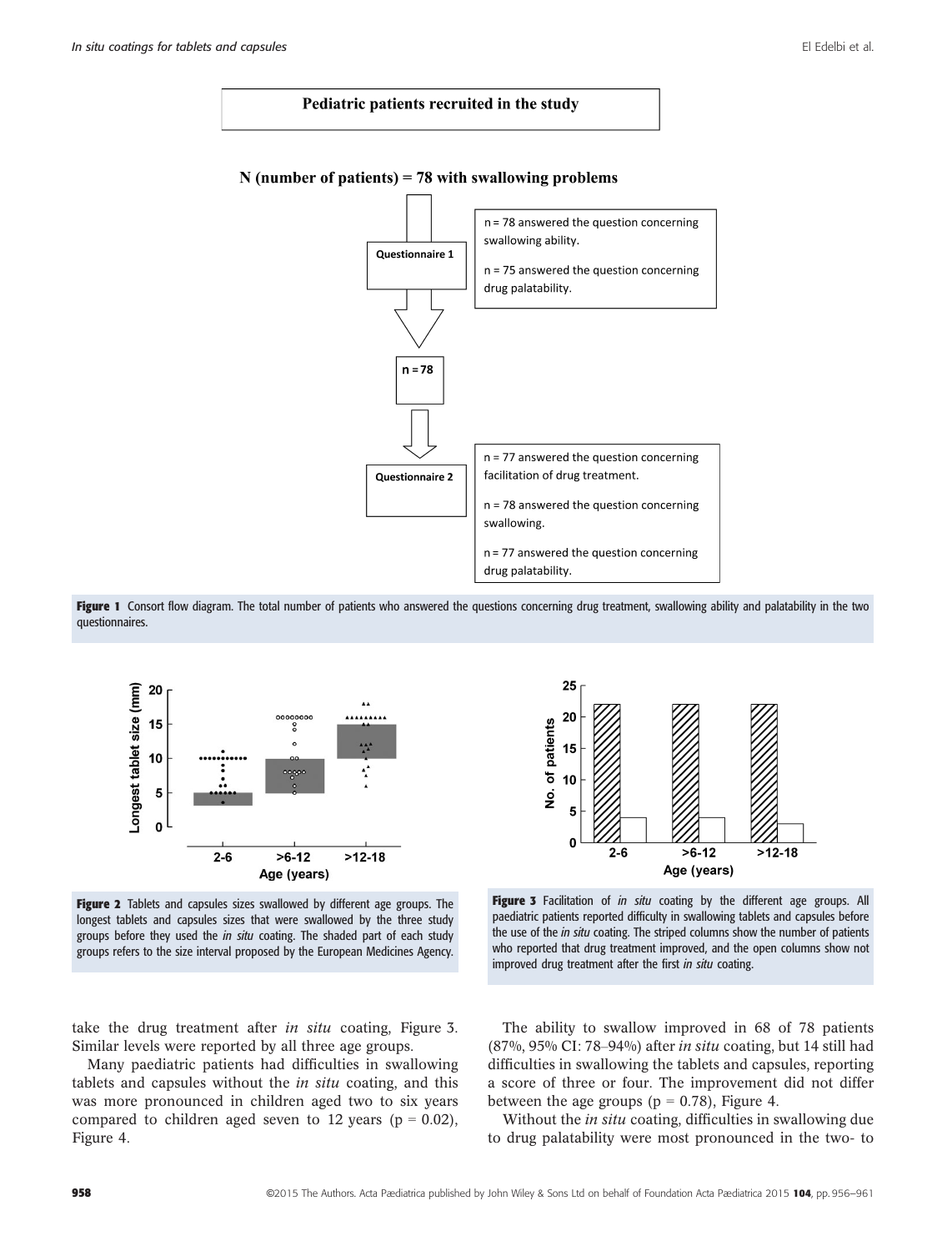Pediatric patients recruited in the study

N (number of patients) = 78 with swallowing problems

Questionnaire 1

n = 78 answered the question concerning swallowing ability.

n = 75 answered the question concerning drug palatability.

n = 78

Questionnaire 2

n = 77 answered the question concerning facilitation of drug treatment.

n = 78 answered the question concerning swallowing.

n = 77 answered the question concerning drug palatability.

**Figure 1** Consort flow diagram. The total number of patients who answered the questions concerning drug treatment, swallowing ability and palatability in the two questionnaires.

**Figure 2** Tablets and capsules sizes swallowed by different age groups. The longest tablets and capsules sizes that were swallowed by the three study groups before they used the *in situ* coating. The shaded part of each study groups refers to the size interval proposed by the European Medicines Agency.

**Figure 3** Facilitation of *in situ* coating by the different age groups. All paediatric patients reported difficulty in swallowing tablets and capsules before the use of the *in situ* coating. The striped columns show the number of patients who reported that drug treatment improved, and the open columns show not improved drug treatment after the first *in situ* coating.

take the drug treatment after *in situ* coating, Figure 3. Similar levels were reported by all three age groups.

Many paediatric patients had difficulties in swallowing tablets and capsules without the *in situ* coating, and this was more pronounced in children aged two to six years compared to children aged seven to 12 years ($p = 0.02$), Figure 4.

The ability to swallow improved in 68 of 78 patients (87%, 95% CI: 78–94%) after *in situ* coating, but 14 still had difficulties in swallowing the tablets and capsules, reporting a score of three or four. The improvement did not differ between the age groups ($p = 0.78$), Figure 4.

Without the *in situ* coating, difficulties in swallowing due to drug palatability were most pronounced in the two- to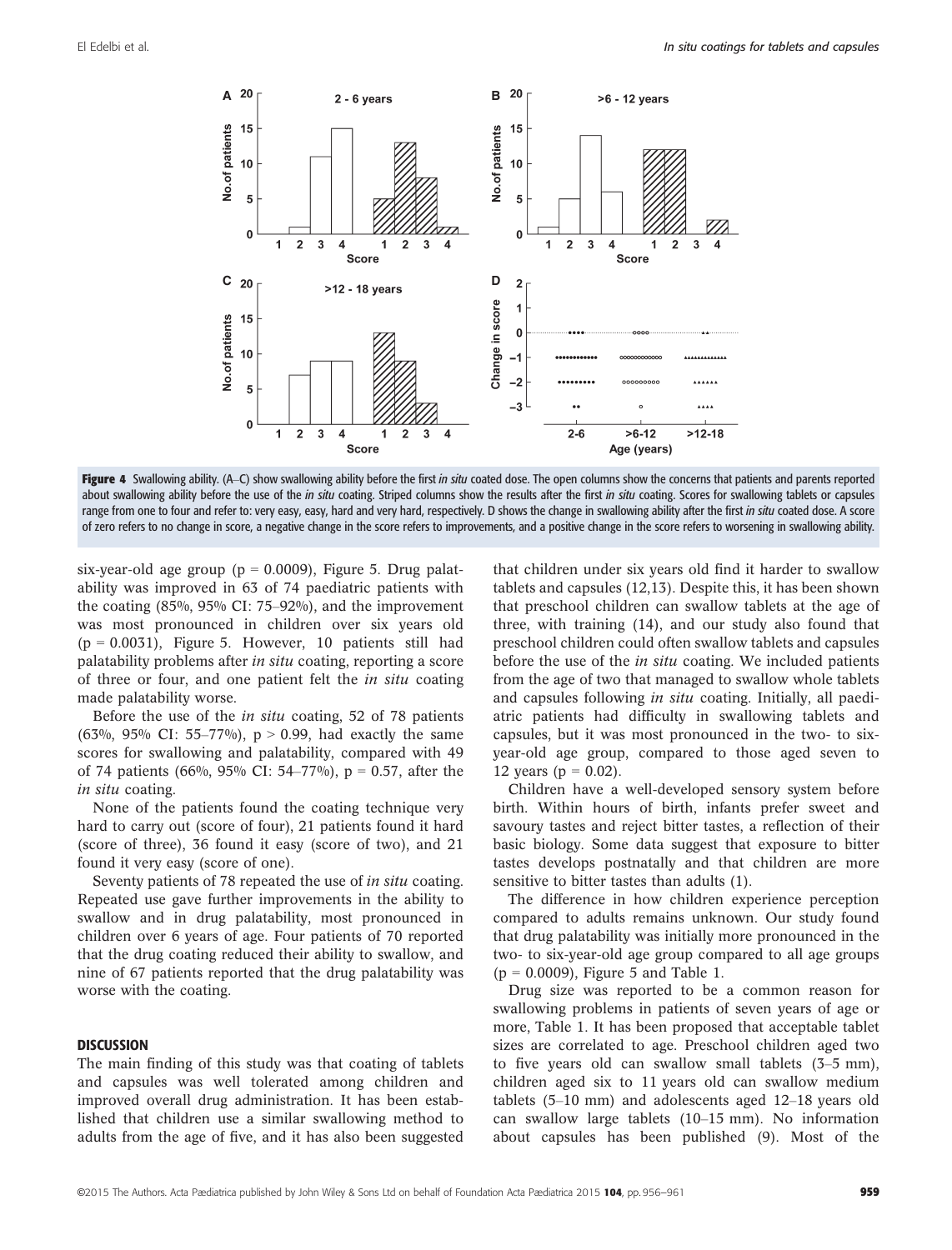Figure 4 Swallowing ability. (A–C) show swallowing ability before the first *in situ* coated dose. The open columns show the concerns that patients and parents reported about swallowing ability before the use of the *in situ* coating. Striped columns show the results after the first *in situ* coating. Scores for swallowing tablets or capsules range from one to four and refer to: very easy, easy, hard and very hard, respectively. D shows the change in swallowing ability after the first *in situ* coated dose. A score of zero refers to no change in score, a negative change in the score refers to improvements, and a positive change in the score refers to worsening in swallowing ability.

six-year-old age group ($p = 0.0009$), Figure 5. Drug palatability was improved in 63 of 74 paediatric patients with the coating (85%, 95% CI: 75–92%), and the improvement was most pronounced in children over six years old ($p = 0.0031$), Figure 5. However, 10 patients still had palatability problems after *in situ* coating, reporting a score of three or four, and one patient felt the *in situ* coating made palatability worse.

Before the use of the *in situ* coating, 52 of 78 patients (63%, 95% CI: 55–77%), $p > 0.99$, had exactly the same scores for swallowing and palatability, compared with 49 of 74 patients (66%, 95% CI: 54–77%), $p = 0.57$, after the *in situ* coating.

None of the patients found the coating technique very hard to carry out (score of four), 21 patients found it hard (score of three), 36 found it easy (score of two), and 21 found it very easy (score of one).

Seventy patients of 78 repeated the use of *in situ* coating. Repeated use gave further improvements in the ability to swallow and in drug palatability, most pronounced in children over 6 years of age. Four patients of 70 reported that the drug coating reduced their ability to swallow, and nine of 67 patients reported that the drug palatability was worse with the coating.

## DISCUSSION

The main finding of this study was that coating of tablets and capsules was well tolerated among children and improved overall drug administration. It has been established that children use a similar swallowing method to adults from the age of five, and it has also been suggested that children under six years old find it harder to swallow tablets and capsules (12,13). Despite this, it has been shown that preschool children can swallow tablets at the age of three, with training (14), and our study also found that preschool children could often swallow tablets and capsules before the use of the *in situ* coating. We included patients from the age of two that managed to swallow whole tablets and capsules following *in situ* coating. Initially, all paediatric patients had difficulty in swallowing tablets and capsules, but it was most pronounced in the two- to six-year-old age group, compared to those aged seven to 12 years ($p = 0.02$).

Children have a well-developed sensory system before birth. Within hours of birth, infants prefer sweet and savoury tastes and reject bitter tastes, a reflection of their basic biology. Some data suggest that exposure to bitter tastes develops postnatally and that children are more sensitive to bitter tastes than adults (1).

The difference in how children experience perception compared to adults remains unknown. Our study found that drug palatability was initially more pronounced in the two- to six-year-old age group compared to all age groups ($p = 0.0009$), Figure 5 and Table 1.

Drug size was reported to be a common reason for swallowing problems in patients of seven years of age or more, Table 1. It has been proposed that acceptable tablet sizes are correlated to age. Preschool children aged two to five years old can swallow small tablets (3–5 mm), children aged six to 11 years old can swallow medium tablets (5–10 mm) and adolescents aged 12–18 years old can swallow large tablets (10–15 mm). No information about capsules has been published (9). Most of the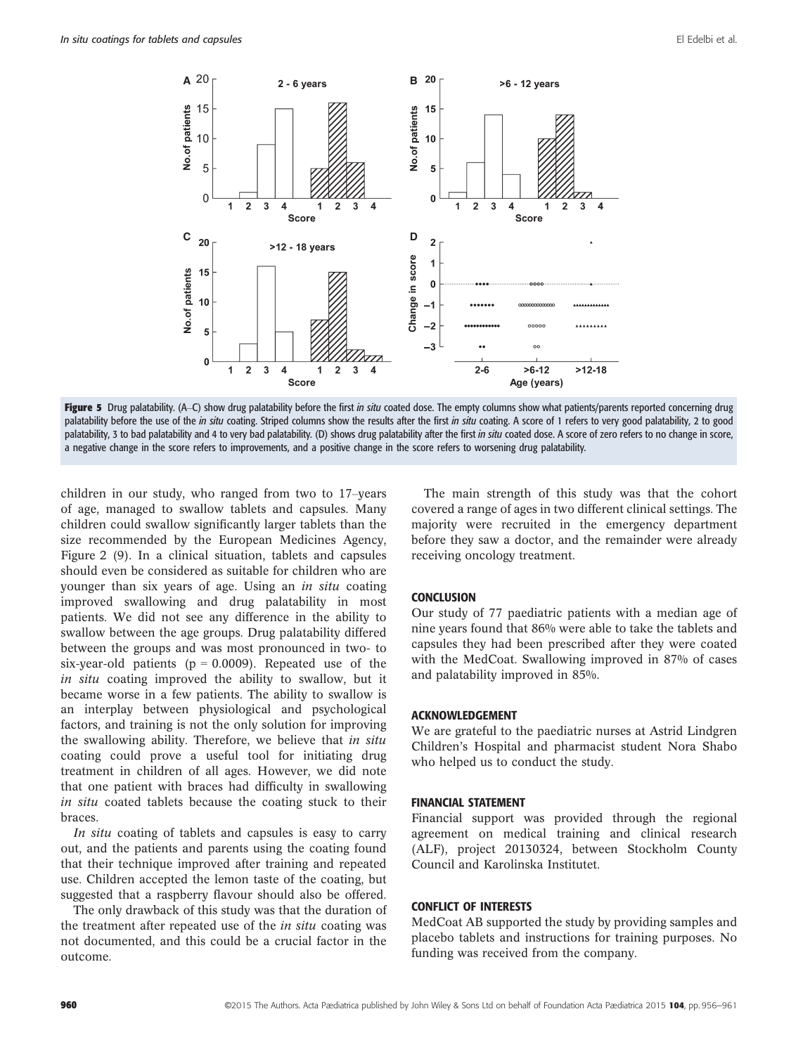**Figure 5** Drug palatability. (A–C) show drug palatability before the first *in situ* coated dose. The empty columns show what patients/parents reported concerning drug palatability before the use of the *in situ* coating. Striped columns show the results after the first *in situ* coating. A score of 1 refers to very good palatability, 2 to good palatability, 3 to bad palatability and 4 to very bad palatability. (D) shows drug palatability after the first *in situ* coated dose. A score of zero refers to no change in score, a negative change in the score refers to improvements, and a positive change in the score refers to worsening drug palatability.

children in our study, who ranged from two to 17–years of age, managed to swallow tablets and capsules. Many children could swallow significantly larger tablets than the size recommended by the European Medicines Agency, Figure 2 (9). In a clinical situation, tablets and capsules should even be considered as suitable for children who are younger than six years of age. Using an *in situ* coating improved swallowing and drug palatability in most patients. We did not see any difference in the ability to swallow between the age groups. Drug palatability differed between the groups and was most pronounced in two- to six-year-old patients ($p = 0.0009$). Repeated use of the *in situ* coating improved the ability to swallow, but it became worse in a few patients. The ability to swallow is an interplay between physiological and psychological factors, and training is not the only solution for improving the swallowing ability. Therefore, we believe that *in situ* coating could prove a useful tool for initiating drug treatment in children of all ages. However, we did note that one patient with braces had difficulty in swallowing *in situ* coated tablets because the coating stuck to their braces.

*In situ* coating of tablets and capsules is easy to carry out, and the patients and parents using the coating found that their technique improved after training and repeated use. Children accepted the lemon taste of the coating, but suggested that a raspberry flavour should also be offered.

The only drawback of this study was that the duration of the treatment after repeated use of the *in situ* coating was not documented, and this could be a crucial factor in the outcome.

The main strength of this study was that the cohort covered a range of ages in two different clinical settings. The majority were recruited in the emergency department before they saw a doctor, and the remainder were already receiving oncology treatment.

## CONCLUSION

Our study of 77 paediatric patients with a median age of nine years found that 86% were able to take the tablets and capsules they had been prescribed after they were coated with the MedCoat. Swallowing improved in 87% of cases and palatability improved in 85%.

## ACKNOWLEDGEMENT

We are grateful to the paediatric nurses at Astrid Lindgren Children's Hospital and pharmacist student Nora Shabo who helped us to conduct the study.

## FINANCIAL STATEMENT

Financial support was provided through the regional agreement on medical training and clinical research (ALF), project 20130324, between Stockholm County Council and Karolinska Institutet.

## CONFLICT OF INTERESTS

MedCoat AB supported the study by providing samples and placebo tablets and instructions for training purposes. No funding was received from the company.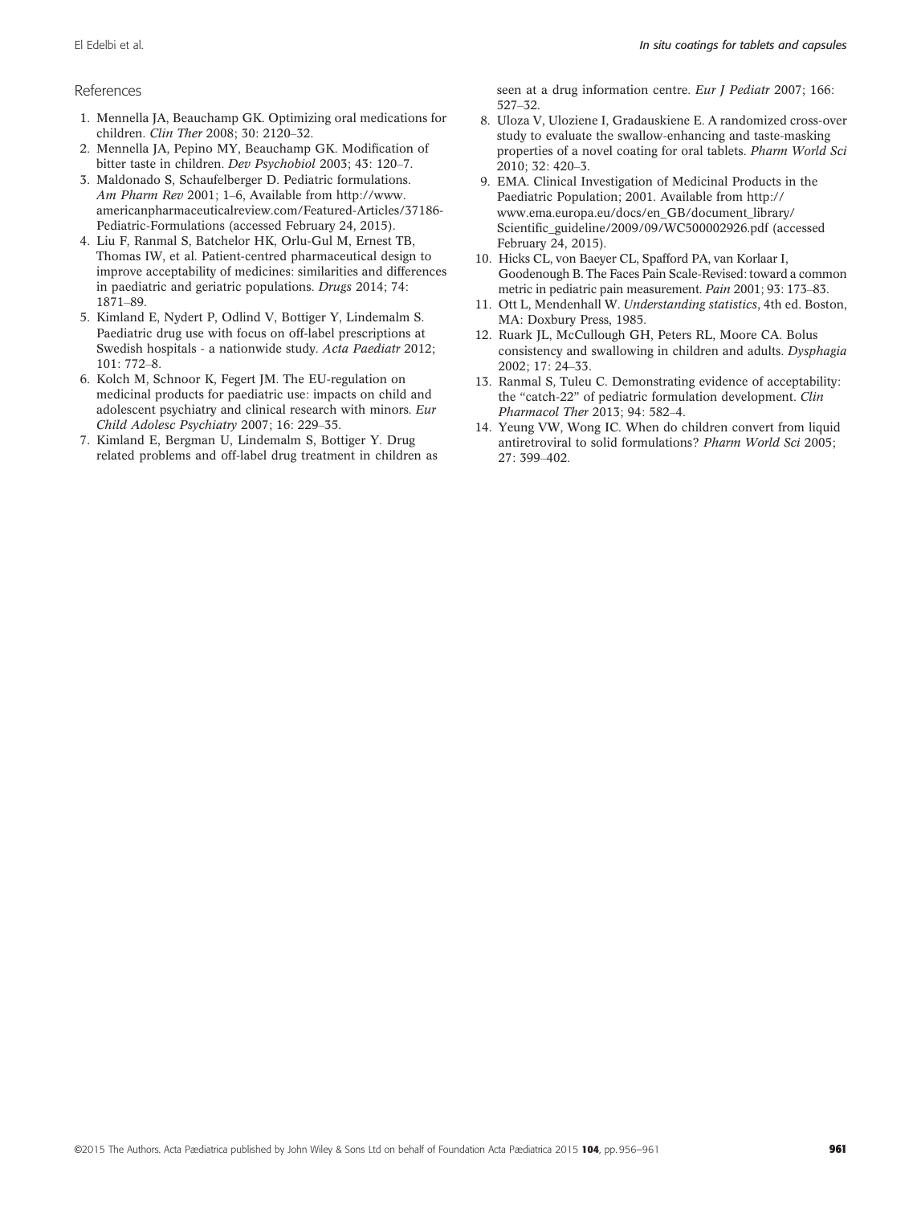## References

1. Mennella JA, Beauchamp GK. Optimizing oral medications for children. *Clin Ther* 2008; 30: 2120–32.
2. Mennella JA, Pepino MY, Beauchamp GK. Modification of bitter taste in children. *Dev Psychobiol* 2003; 43: 120–7.
3. Maldonado S, Schaufelberger D. Pediatric formulations. *Am Pharm Rev* 2001; 1–6, Available from http://www.americanpharmaceuticalreview.com/Featured-Articles/37186-Pediatric-Formulations (accessed February 24, 2015).
4. Liu F, Ranmal S, Batchelor HK, Orlu-Gul M, Ernest TB, Thomas IW, et al. Patient-centred pharmaceutical design to improve acceptability of medicines: similarities and differences in paediatric and geriatric populations. *Drugs* 2014; 74: 1871–89.
5. Kimland E, Nydert P, Odlind V, Bottiger Y, Lindemalm S. Paediatric drug use with focus on off-label prescriptions at Swedish hospitals - a nationwide study. *Acta Paediatr* 2012; 101: 772–8.
6. Kolch M, Schnoor K, Fegert JM. The EU-regulation on medicinal products for paediatric use: impacts on child and adolescent psychiatry and clinical research with minors. *Eur Child Adolesc Psychiatry* 2007; 16: 229–35.
7. Kimland E, Bergman U, Lindemalm S, Bottiger Y. Drug related problems and off-label drug treatment in children as seen at a drug information centre. *Eur J Pediatr* 2007; 166: 527–32.
8. Uloza V, Uloziene I, Gradauskiene E. A randomized cross-over study to evaluate the swallow-enhancing and taste-masking properties of a novel coating for oral tablets. *Pharm World Sci* 2010; 32: 420–3.
9. EMA. Clinical Investigation of Medicinal Products in the Paediatric Population; 2001. Available from http://www.ema.europa.eu/docs/en_GB/document_library/Scientific_guideline/2009/09/WC500002926.pdf (accessed February 24, 2015).
10. Hicks CL, von Baeyer CL, Spafford PA, van Korlaar I, Goodenough B. The Faces Pain Scale-Revised: toward a common metric in pediatric pain measurement. *Pain* 2001; 93: 173–83.
11. Ott L, Mendenhall W. *Understanding statistics*, 4th ed. Boston, MA: Doxbury Press, 1985.
12. Ruark JL, McCullough GH, Peters RL, Moore CA. Bolus consistency and swallowing in children and adults. *Dysphagia* 2002; 17: 24–33.
13. Ranmal S, Tuleu C. Demonstrating evidence of acceptability: the "catch-22" of pediatric formulation development. *Clin Pharmacol Ther* 2013; 94: 582–4.
14. Yeung VW, Wong IC. When do children convert from liquid antiretroviral to solid formulations? *Pharm World Sci* 2005; 27: 399–402.